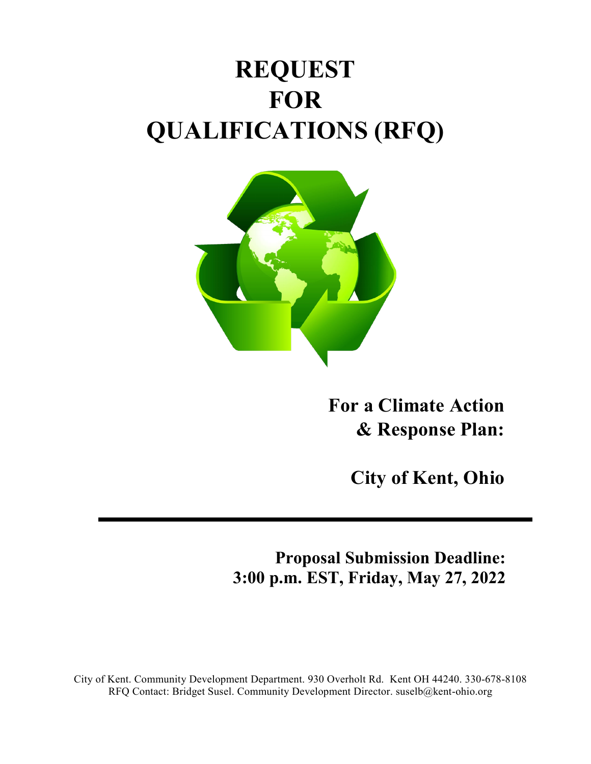# REQUEST FOR QUALIFICATIONS (RFQ)

## For a Climate Action & Response Plan:

## City of Kent, Ohio

---

**Proposal Submission Deadline:**
**3:00 p.m. EST, Friday, May 27, 2022**

City of Kent. Community Development Department. 930 Overholt Rd. Kent OH 44240. 330-678-8108
RFQ Contact: Bridget Susel. Community Development Director. suselb@kent-ohio.org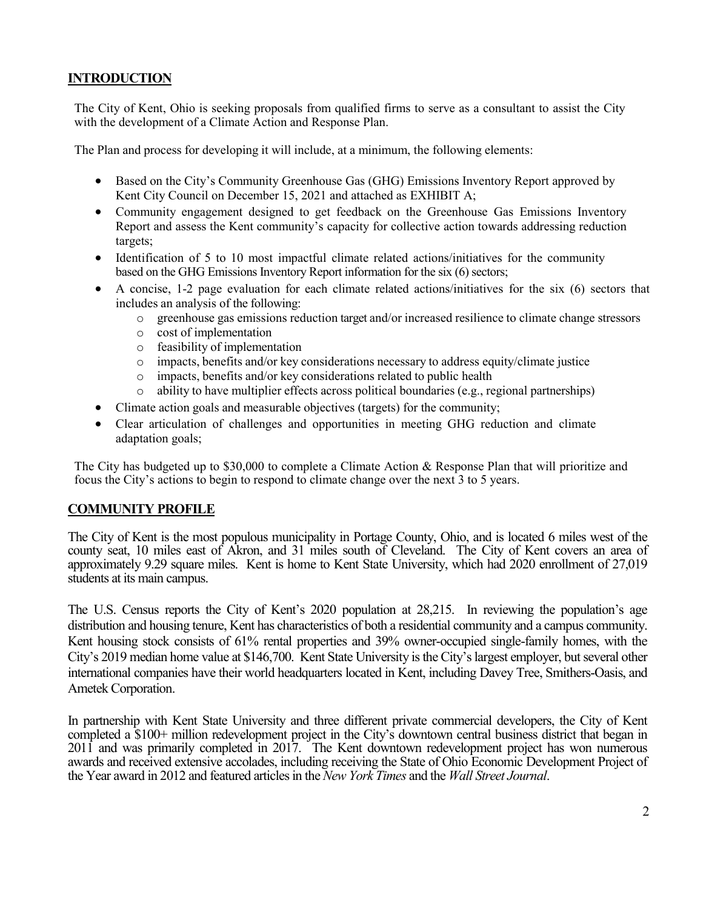## **INTRODUCTION**

The City of Kent, Ohio is seeking proposals from qualified firms to serve as a consultant to assist the City with the development of a Climate Action and Response Plan.

The Plan and process for developing it will include, at a minimum, the following elements:

- Based on the City's Community Greenhouse Gas (GHG) Emissions Inventory Report approved by Kent City Council on December 15, 2021 and attached as EXHIBIT A;
- Community engagement designed to get feedback on the Greenhouse Gas Emissions Inventory Report and assess the Kent community's capacity for collective action towards addressing reduction targets;
- Identification of 5 to 10 most impactful climate related actions/initiatives for the community based on the GHG Emissions Inventory Report information for the six (6) sectors;
- A concise, 1-2 page evaluation for each climate related actions/initiatives for the six (6) sectors that includes an analysis of the following:
  - greenhouse gas emissions reduction target and/or increased resilience to climate change stressors
  - cost of implementation
  - feasibility of implementation
  - impacts, benefits and/or key considerations necessary to address equity/climate justice
  - impacts, benefits and/or key considerations related to public health
  - ability to have multiplier effects across political boundaries (e.g., regional partnerships)
- Climate action goals and measurable objectives (targets) for the community;
- Clear articulation of challenges and opportunities in meeting GHG reduction and climate adaptation goals;

The City has budgeted up to $30,000 to complete a Climate Action & Response Plan that will prioritize and focus the City's actions to begin to respond to climate change over the next 3 to 5 years.

## **COMMUNITY PROFILE**

The City of Kent is the most populous municipality in Portage County, Ohio, and is located 6 miles west of the county seat, 10 miles east of Akron, and 31 miles south of Cleveland. The City of Kent covers an area of approximately 9.29 square miles. Kent is home to Kent State University, which had 2020 enrollment of 27,019 students at its main campus.

The U.S. Census reports the City of Kent's 2020 population at 28,215. In reviewing the population's age distribution and housing tenure, Kent has characteristics of both a residential community and a campus community. Kent housing stock consists of 61% rental properties and 39% owner-occupied single-family homes, with the City's 2019 median home value at $146,700. Kent State University is the City's largest employer, but several other international companies have their world headquarters located in Kent, including Davey Tree, Smithers-Oasis, and Ametek Corporation.

In partnership with Kent State University and three different private commercial developers, the City of Kent completed a $100+ million redevelopment project in the City's downtown central business district that began in 2011 and was primarily completed in 2017. The Kent downtown redevelopment project has won numerous awards and received extensive accolades, including receiving the State of Ohio Economic Development Project of the Year award in 2012 and featured articles in the *New York Times* and the *Wall Street Journal*.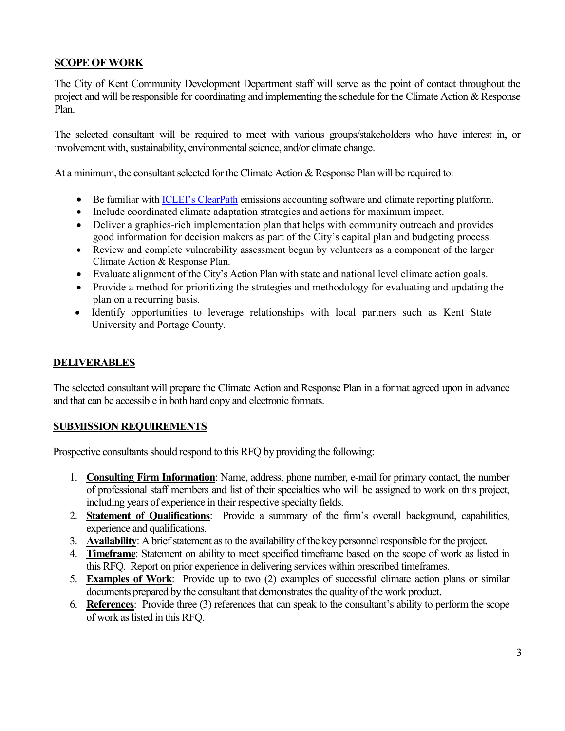## SCOPE OF WORK

The City of Kent Community Development Department staff will serve as the point of contact throughout the project and will be responsible for coordinating and implementing the schedule for the Climate Action & Response Plan.

The selected consultant will be required to meet with various groups/stakeholders who have interest in, or involvement with, sustainability, environmental science, and/or climate change.

At a minimum, the consultant selected for the Climate Action & Response Plan will be required to:

- Be familiar with ICLEI's ClearPath emissions accounting software and climate reporting platform.
- Include coordinated climate adaptation strategies and actions for maximum impact.
- Deliver a graphics-rich implementation plan that helps with community outreach and provides good information for decision makers as part of the City's capital plan and budgeting process.
- Review and complete vulnerability assessment begun by volunteers as a component of the larger Climate Action & Response Plan.
- Evaluate alignment of the City's Action Plan with state and national level climate action goals.
- Provide a method for prioritizing the strategies and methodology for evaluating and updating the plan on a recurring basis.
- Identify opportunities to leverage relationships with local partners such as Kent State University and Portage County.

## DELIVERABLES

The selected consultant will prepare the Climate Action and Response Plan in a format agreed upon in advance and that can be accessible in both hard copy and electronic formats.

## SUBMISSION REQUIREMENTS

Prospective consultants should respond to this RFQ by providing the following:

1. **Consulting Firm Information**: Name, address, phone number, e-mail for primary contact, the number of professional staff members and list of their specialties who will be assigned to work on this project, including years of experience in their respective specialty fields.
2. **Statement of Qualifications**: Provide a summary of the firm's overall background, capabilities, experience and qualifications.
3. **Availability**: A brief statement as to the availability of the key personnel responsible for the project.
4. **Timeframe**: Statement on ability to meet specified timeframe based on the scope of work as listed in this RFQ. Report on prior experience in delivering services within prescribed timeframes.
5. **Examples of Work**: Provide up to two (2) examples of successful climate action plans or similar documents prepared by the consultant that demonstrates the quality of the work product.
6. **References**: Provide three (3) references that can speak to the consultant's ability to perform the scope of work as listed in this RFQ.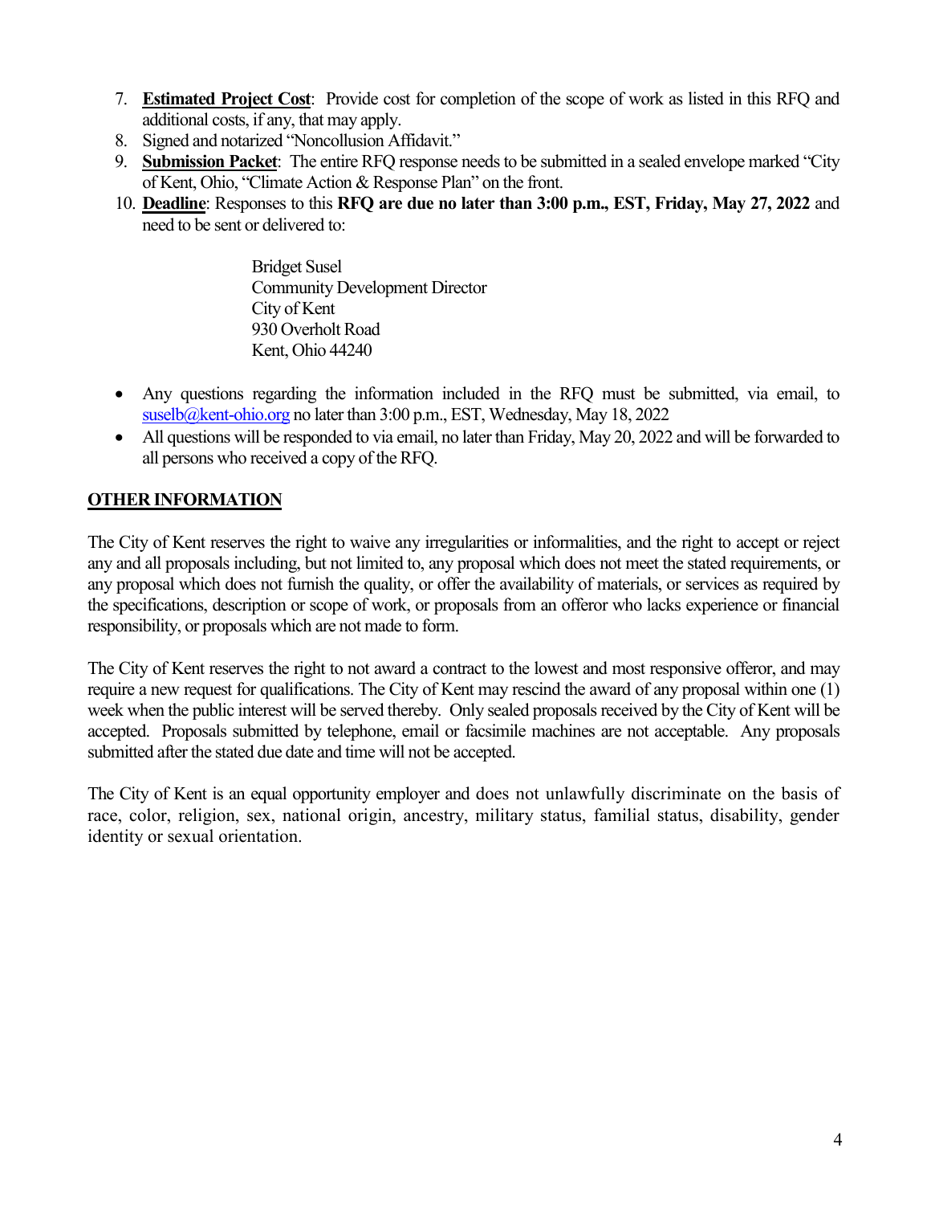7. **Estimated Project Cost**: Provide cost for completion of the scope of work as listed in this RFQ and additional costs, if any, that may apply.
8. Signed and notarized "Noncollusion Affidavit."
9. **Submission Packet**: The entire RFQ response needs to be submitted in a sealed envelope marked "City of Kent, Ohio, "Climate Action & Response Plan" on the front.
10. **Deadline**: Responses to this **RFQ are due no later than 3:00 p.m., EST, Friday, May 27, 2022** and need to be sent or delivered to:

    Bridget Susel
    Community Development Director
    City of Kent
    930 Overholt Road
    Kent, Ohio 44240

- Any questions regarding the information included in the RFQ must be submitted, via email, to suselb@kent-ohio.org no later than 3:00 p.m., EST, Wednesday, May 18, 2022
- All questions will be responded to via email, no later than Friday, May 20, 2022 and will be forwarded to all persons who received a copy of the RFQ.

## OTHER INFORMATION

The City of Kent reserves the right to waive any irregularities or informalities, and the right to accept or reject any and all proposals including, but not limited to, any proposal which does not meet the stated requirements, or any proposal which does not furnish the quality, or offer the availability of materials, or services as required by the specifications, description or scope of work, or proposals from an offeror who lacks experience or financial responsibility, or proposals which are not made to form.

The City of Kent reserves the right to not award a contract to the lowest and most responsive offeror, and may require a new request for qualifications. The City of Kent may rescind the award of any proposal within one (1) week when the public interest will be served thereby. Only sealed proposals received by the City of Kent will be accepted. Proposals submitted by telephone, email or facsimile machines are not acceptable. Any proposals submitted after the stated due date and time will not be accepted.

The City of Kent is an equal opportunity employer and does not unlawfully discriminate on the basis of race, color, religion, sex, national origin, ancestry, military status, familial status, disability, gender identity or sexual orientation.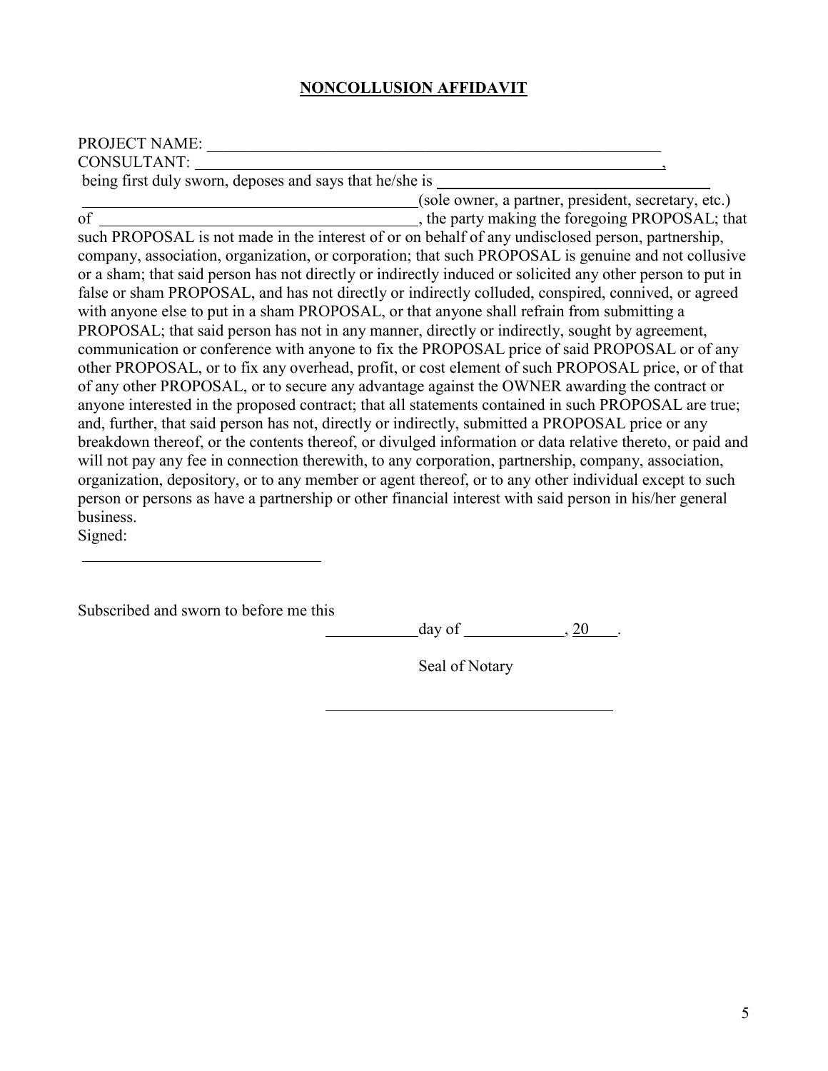# NONCOLLUSION AFFIDAVIT

PROJECT NAME: ____________________________________________________________

CONSULTANT: ____________________________________________________________,

being first duly sworn, deposes and says that he/she is ________________________________

__________________________________________(sole owner, a partner, president, secretary, etc.)

of ________________________________________, the party making the foregoing PROPOSAL; that such PROPOSAL is not made in the interest of or on behalf of any undisclosed person, partnership, company, association, organization, or corporation; that such PROPOSAL is genuine and not collusive or a sham; that said person has not directly or indirectly induced or solicited any other person to put in false or sham PROPOSAL, and has not directly or indirectly colluded, conspired, connived, or agreed with anyone else to put in a sham PROPOSAL, or that anyone shall refrain from submitting a PROPOSAL; that said person has not in any manner, directly or indirectly, sought by agreement, communication or conference with anyone to fix the PROPOSAL price of said PROPOSAL or of any other PROPOSAL, or to fix any overhead, profit, or cost element of such PROPOSAL price, or of that of any other PROPOSAL, or to secure any advantage against the OWNER awarding the contract or anyone interested in the proposed contract; that all statements contained in such PROPOSAL are true; and, further, that said person has not, directly or indirectly, submitted a PROPOSAL price or any breakdown thereof, or the contents thereof, or divulged information or data relative thereto, or paid and will not pay any fee in connection therewith, to any corporation, partnership, company, association, organization, depository, or to any member or agent thereof, or to any other individual except to such person or persons as have a partnership or other financial interest with said person in his/her general business.

Signed:

______________________________

Subscribed and sworn to before me this

___________day of ____________, 20____.

Seal of Notary

____________________________________